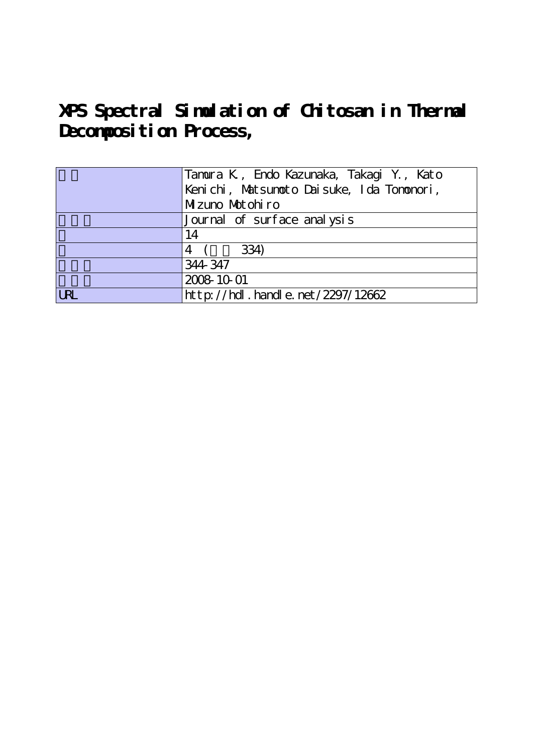# XPS Spectral Simulation of Chitosan in Thermal Decomposition Process,

| | |
|---|---|
| | Tamura K., Endo Kazunaka, Takagi Y., Kato Kenichi, Matsumoto Daisuke, Ida Tomonori, Mizuno Motohiro |
| | Journal of surface analysis |
| | 14 |
| | 4 ( 334) |
| | 344-347 |
| | 2008-10-01 |
| URL | http://hdl.handle.net/2297/12662 |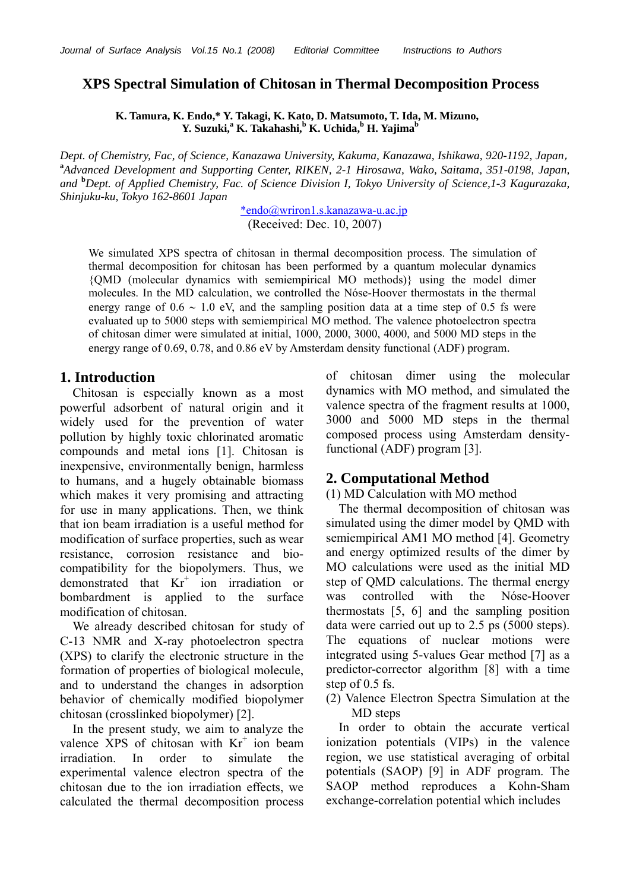# XPS Spectral Simulation of Chitosan in Thermal Decomposition Process

**K. Tamura, K. Endo,\* Y. Takagi, K. Kato, D. Matsumoto, T. Ida, M. Mizuno, Y. Suzuki,[a] K. Takahashi,[b] K. Uchida,[b] H. Yajima[b]**

*Dept. of Chemistry, Fac, of Science, Kanazawa University, Kakuma, Kanazawa, Ishikawa, 920-1192, Japan,* [a]*Advanced Development and Supporting Center, RIKEN, 2-1 Hirosawa, Wako, Saitama, 351-0198, Japan, and* [b]*Dept. of Applied Chemistry, Fac. of Science Division I, Tokyo University of Science,1-3 Kagurazaka, Shinjuku-ku, Tokyo 162-8601 Japan*

\*endo@wriron1.s.kanazawa-u.ac.jp

(Received: Dec. 10, 2007)

We simulated XPS spectra of chitosan in thermal decomposition process. The simulation of thermal decomposition for chitosan has been performed by a quantum molecular dynamics {QMD (molecular dynamics with semiempirical MO methods)} using the model dimer molecules. In the MD calculation, we controlled the Nóse-Hoover thermostats in the thermal energy range of 0.6 ~ 1.0 eV, and the sampling position data at a time step of 0.5 fs were evaluated up to 5000 steps with semiempirical MO method. The valence photoelectron spectra of chitosan dimer were simulated at initial, 1000, 2000, 3000, 4000, and 5000 MD steps in the energy range of 0.69, 0.78, and 0.86 eV by Amsterdam density functional (ADF) program.

## 1. Introduction

Chitosan is especially known as a most powerful adsorbent of natural origin and it widely used for the prevention of water pollution by highly toxic chlorinated aromatic compounds and metal ions [1]. Chitosan is inexpensive, environmentally benign, harmless to humans, and a hugely obtainable biomass which makes it very promising and attracting for use in many applications. Then, we think that ion beam irradiation is a useful method for modification of surface properties, such as wear resistance, corrosion resistance and bio-compatibility for the biopolymers. Thus, we demonstrated that $Kr^+$ ion irradiation or bombardment is applied to the surface modification of chitosan.

We already described chitosan for study of C-13 NMR and X-ray photoelectron spectra (XPS) to clarify the electronic structure in the formation of properties of biological molecule, and to understand the changes in adsorption behavior of chemically modified biopolymer chitosan (crosslinked biopolymer) [2].

In the present study, we aim to analyze the valence XPS of chitosan with $Kr^+$ ion beam irradiation. In order to simulate the experimental valence electron spectra of the chitosan due to the ion irradiation effects, we calculated the thermal decomposition process of chitosan dimer using the molecular dynamics with MO method, and simulated the valence spectra of the fragment results at 1000, 3000 and 5000 MD steps in the thermal composed process using Amsterdam density-functional (ADF) program [3].

## 2. Computational Method

(1) MD Calculation with MO method

The thermal decomposition of chitosan was simulated using the dimer model by QMD with semiempirical AM1 MO method [4]. Geometry and energy optimized results of the dimer by MO calculations were used as the initial MD step of QMD calculations. The thermal energy was controlled with the Nóse-Hoover thermostats [5, 6] and the sampling position data were carried out up to 2.5 ps (5000 steps). The equations of nuclear motions were integrated using 5-values Gear method [7] as a predictor-corrector algorithm [8] with a time step of 0.5 fs.

(2) Valence Electron Spectra Simulation at the MD steps

In order to obtain the accurate vertical ionization potentials (VIPs) in the valence region, we use statistical averaging of orbital potentials (SAOP) [9] in ADF program. The SAOP method reproduces a Kohn-Sham exchange-correlation potential which includes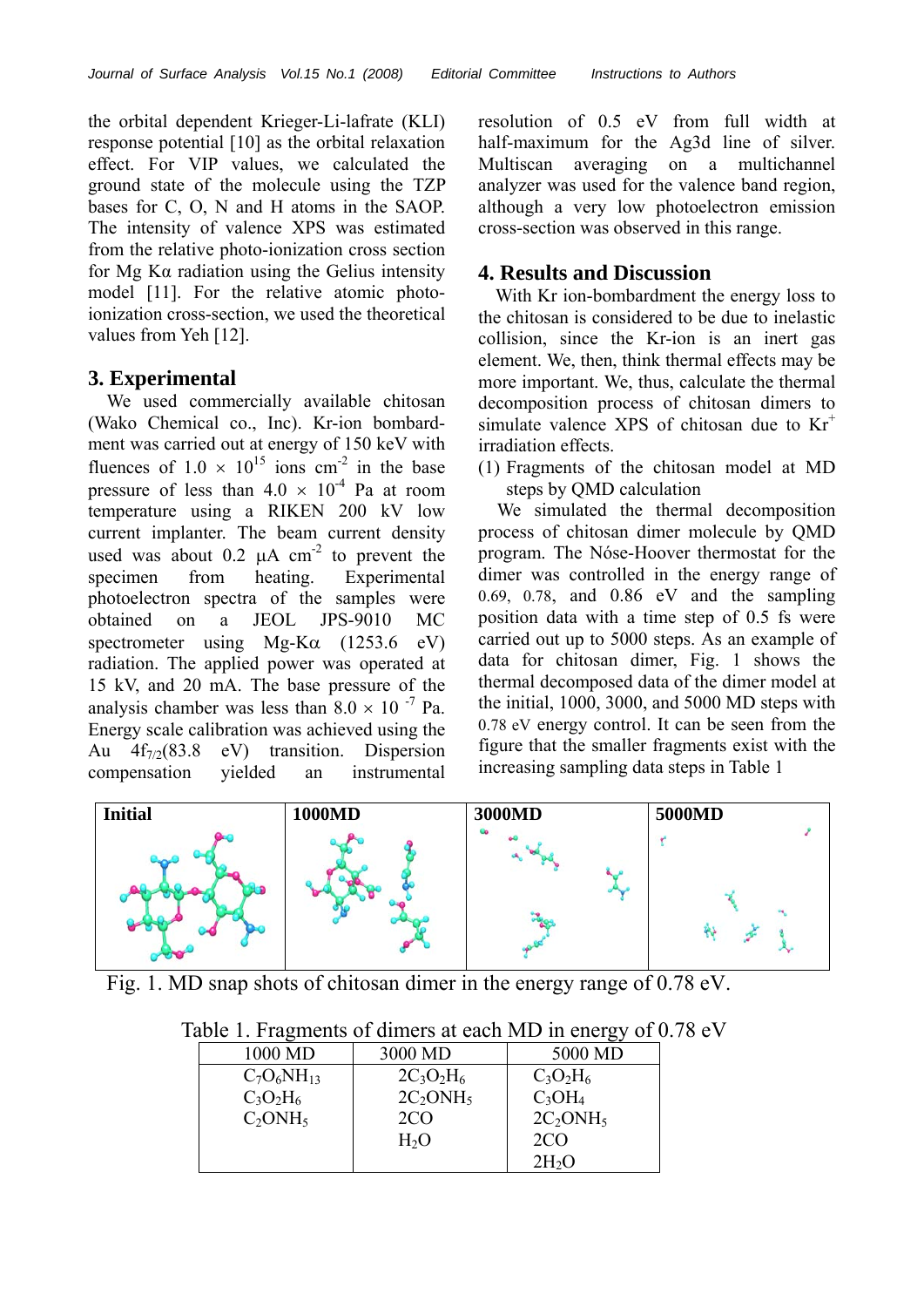the orbital dependent Krieger-Li-lafrate (KLI) response potential [10] as the orbital relaxation effect. For VIP values, we calculated the ground state of the molecule using the TZP bases for C, O, N and H atoms in the SAOP. The intensity of valence XPS was estimated from the relative photo-ionization cross section for Mg Kα radiation using the Gelius intensity model [11]. For the relative atomic photo-ionization cross-section, we used the theoretical values from Yeh [12].

## 3. Experimental

We used commercially available chitosan (Wako Chemical co., Inc). Kr-ion bombardment was carried out at energy of 150 keV with fluences of $1.0 \times 10^{15}$ ions cm$^{-2}$ in the base pressure of less than $4.0 \times 10^{-4}$ Pa at room temperature using a RIKEN 200 kV low current implanter. The beam current density used was about 0.2 μA cm$^{-2}$ to prevent the specimen from heating. Experimental photoelectron spectra of the samples were obtained on a JEOL JPS-9010 MC spectrometer using Mg-Kα (1253.6 eV) radiation. The applied power was operated at 15 kV, and 20 mA. The base pressure of the analysis chamber was less than $8.0 \times 10^{-7}$ Pa. Energy scale calibration was achieved using the Au $4f_{7/2}$(83.8 eV) transition. Dispersion compensation yielded an instrumental resolution of 0.5 eV from full width at half-maximum for the Ag3d line of silver. Multiscan averaging on a multichannel analyzer was used for the valence band region, although a very low photoelectron emission cross-section was observed in this range.

## 4. Results and Discussion

With Kr ion-bombardment the energy loss to the chitosan is considered to be due to inelastic collision, since the Kr-ion is an inert gas element. We, then, think thermal effects may be more important. We, thus, calculate the thermal decomposition process of chitosan dimers to simulate valence XPS of chitosan due to $Kr^+$ irradiation effects.

(1) Fragments of the chitosan model at MD steps by QMD calculation

We simulated the thermal decomposition process of chitosan dimer molecule by QMD program. The Nóse-Hoover thermostat for the dimer was controlled in the energy range of 0.69, 0.78, and 0.86 eV and the sampling position data with a time step of 0.5 fs were carried out up to 5000 steps. As an example of data for chitosan dimer, Fig. 1 shows the thermal decomposed data of the dimer model at the initial, 1000, 3000, and 5000 MD steps with 0.78 eV energy control. It can be seen from the figure that the smaller fragments exist with the increasing sampling data steps in Table 1

| Initial | 1000MD | 3000MD | 5000MD |
|---|---|---|---|

Fig. 1. MD snap shots of chitosan dimer in the energy range of 0.78 eV.

Table 1. Fragments of dimers at each MD in energy of 0.78 eV

| 1000 MD | 3000 MD | 5000 MD |
|---|---|---|
| $C_7O_6NH_{13}$ | $2C_3O_2H_6$ | $C_3O_2H_6$ |
| $C_3O_2H_6$ | $2C_2ONH_5$ | $C_3OH_4$ |
| $C_2ONH_5$ | $2CO$ | $2C_2ONH_5$ |
| | $H_2O$ | $2CO$ |
| | | $2H_2O$ |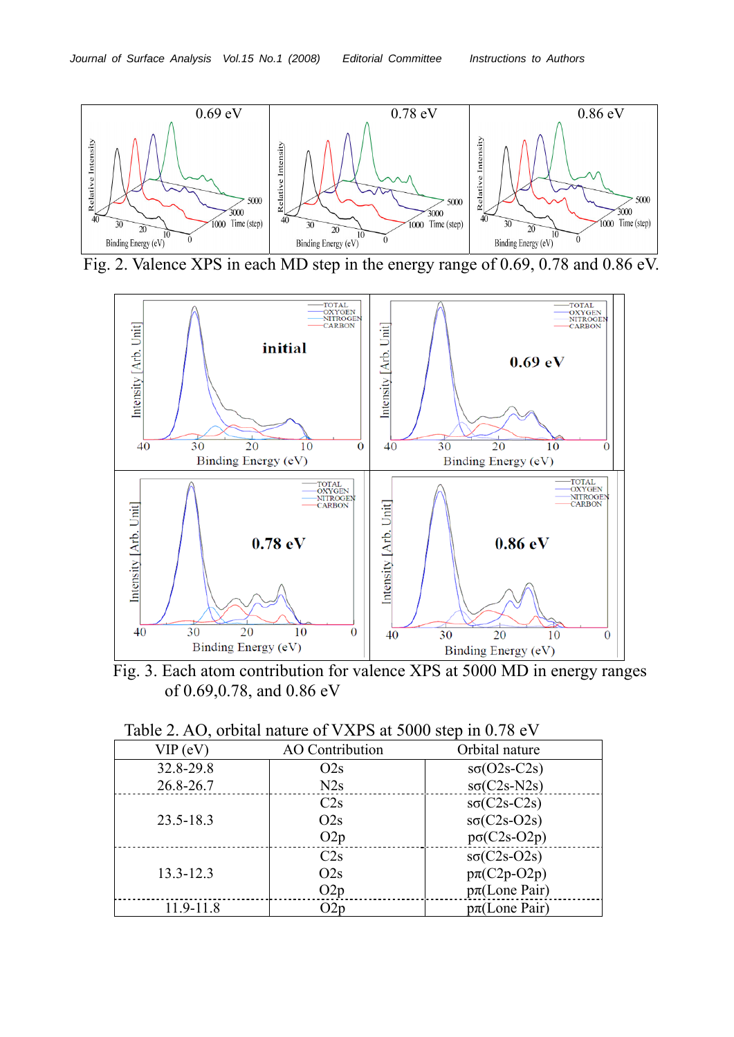Fig. 2. Valence XPS in each MD step in the energy range of 0.69, 0.78 and 0.86 eV.

Fig. 3. Each atom contribution for valence XPS at 5000 MD in energy ranges of 0.69,0.78, and 0.86 eV

Table 2. AO, orbital nature of VXPS at 5000 step in 0.78 eV

| VIP (eV) | AO Contribution | Orbital nature |
|---|---|---|
| 32.8-29.8 | O2s | sσ(O2s-C2s) |
| 26.8-26.7 | N2s | sσ(C2s-N2s) |
| 23.5-18.3 | C2s | sσ(C2s-C2s) |
| | O2s | sσ(C2s-O2s) |
| | O2p | pσ(C2s-O2p) |
| 13.3-12.3 | C2s | sσ(C2s-O2s) |
| | O2s | pπ(C2p-O2p) |
| | O2p | pπ(Lone Pair) |
| 11.9-11.8 | O2p | pπ(Lone Pair) |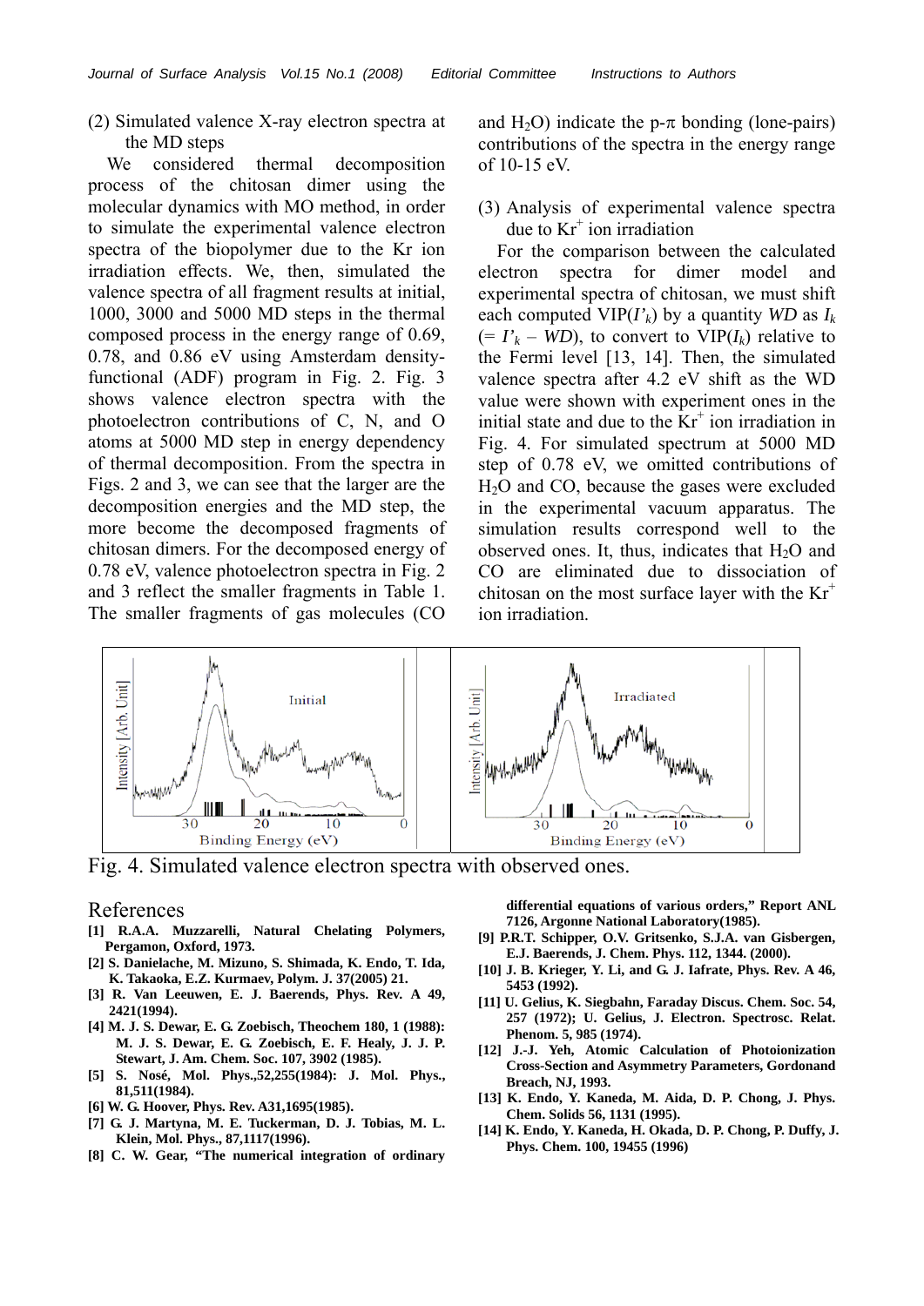(2) Simulated valence X-ray electron spectra at the MD steps

We considered thermal decomposition process of the chitosan dimer using the molecular dynamics with MO method, in order to simulate the experimental valence electron spectra of the biopolymer due to the Kr ion irradiation effects. We, then, simulated the valence spectra of all fragment results at initial, 1000, 3000 and 5000 MD steps in the thermal composed process in the energy range of 0.69, 0.78, and 0.86 eV using Amsterdam density-functional (ADF) program in Fig. 2. Fig. 3 shows valence electron spectra with the photoelectron contributions of C, N, and O atoms at 5000 MD step in energy dependency of thermal decomposition. From the spectra in Figs. 2 and 3, we can see that the larger are the decomposition energies and the MD step, the more become the decomposed fragments of chitosan dimers. For the decomposed energy of 0.78 eV, valence photoelectron spectra in Fig. 2 and 3 reflect the smaller fragments in Table 1. The smaller fragments of gas molecules (CO and $H_2O$) indicate the p-π bonding (lone-pairs) contributions of the spectra in the energy range of 10-15 eV.

(3) Analysis of experimental valence spectra due to $Kr^+$ ion irradiation

For the comparison between the calculated electron spectra for dimer model and experimental spectra of chitosan, we must shift each computed VIP($I'_k$) by a quantity $WD$ as $I_k$ (= $I'_k$ – $WD$), to convert to VIP($I_k$) relative to the Fermi level [13, 14]. Then, the simulated valence spectra after 4.2 eV shift as the WD value were shown with experiment ones in the initial state and due to the $Kr^+$ ion irradiation in Fig. 4. For simulated spectrum at 5000 MD step of 0.78 eV, we omitted contributions of $H_2O$ and CO, because the gases were excluded in the experimental vacuum apparatus. The simulation results correspond well to the observed ones. It, thus, indicates that $H_2O$ and CO are eliminated due to dissociation of chitosan on the most surface layer with the $Kr^+$ ion irradiation.

Initial
Intensity [Arb. Unit]
30 20 10 0
Binding Energy (eV)

Irradiated
Intensity [Arb. Unit]
30 20 10 0
Binding Energy (eV)

Fig. 4. Simulated valence electron spectra with observed ones.

## References

**[1] R.A.A. Muzzarelli, Natural Chelating Polymers, Pergamon, Oxford, 1973.**

**[2] S. Danielache, M. Mizuno, S. Shimada, K. Endo, T. Ida, K. Takaoka, E.Z. Kurmaev, Polym. J. 37(2005) 21.**

**[3] R. Van Leeuwen, E. J. Baerends, Phys. Rev. A 49, 2421(1994).**

**[4] M. J. S. Dewar, E. G. Zoebisch, Theochem 180, 1 (1988): M. J. S. Dewar, E. G. Zoebisch, E. F. Healy, J. J. P. Stewart, J. Am. Chem. Soc. 107, 3902 (1985).**

**[5] S. Nosé, Mol. Phys.,52,255(1984): J. Mol. Phys., 81,511(1984).**

**[6] W. G. Hoover, Phys. Rev. A31,1695(1985).**

**[7] G. J. Martyna, M. E. Tuckerman, D. J. Tobias, M. L. Klein, Mol. Phys., 87,1117(1996).**

**[8] C. W. Gear, "The numerical integration of ordinary differential equations of various orders," Report ANL 7126, Argonne National Laboratory(1985).**

**[9] P.R.T. Schipper, O.V. Gritsenko, S.J.A. van Gisbergen, E.J. Baerends, J. Chem. Phys. 112, 1344. (2000).**

**[10] J. B. Krieger, Y. Li, and G. J. Iafrate, Phys. Rev. A 46, 5453 (1992).**

**[11] U. Gelius, K. Siegbahn, Faraday Discus. Chem. Soc. 54, 257 (1972); U. Gelius, J. Electron. Spectrosc. Relat. Phenom. 5, 985 (1974).**

**[12] J.-J. Yeh, Atomic Calculation of Photoionization Cross-Section and Asymmetry Parameters, Gordonand Breach, NJ, 1993.**

**[13] K. Endo, Y. Kaneda, M. Aida, D. P. Chong, J. Phys. Chem. Solids 56, 1131 (1995).**

**[14] K. Endo, Y. Kaneda, H. Okada, D. P. Chong, P. Duffy, J. Phys. Chem. 100, 19455 (1996)**